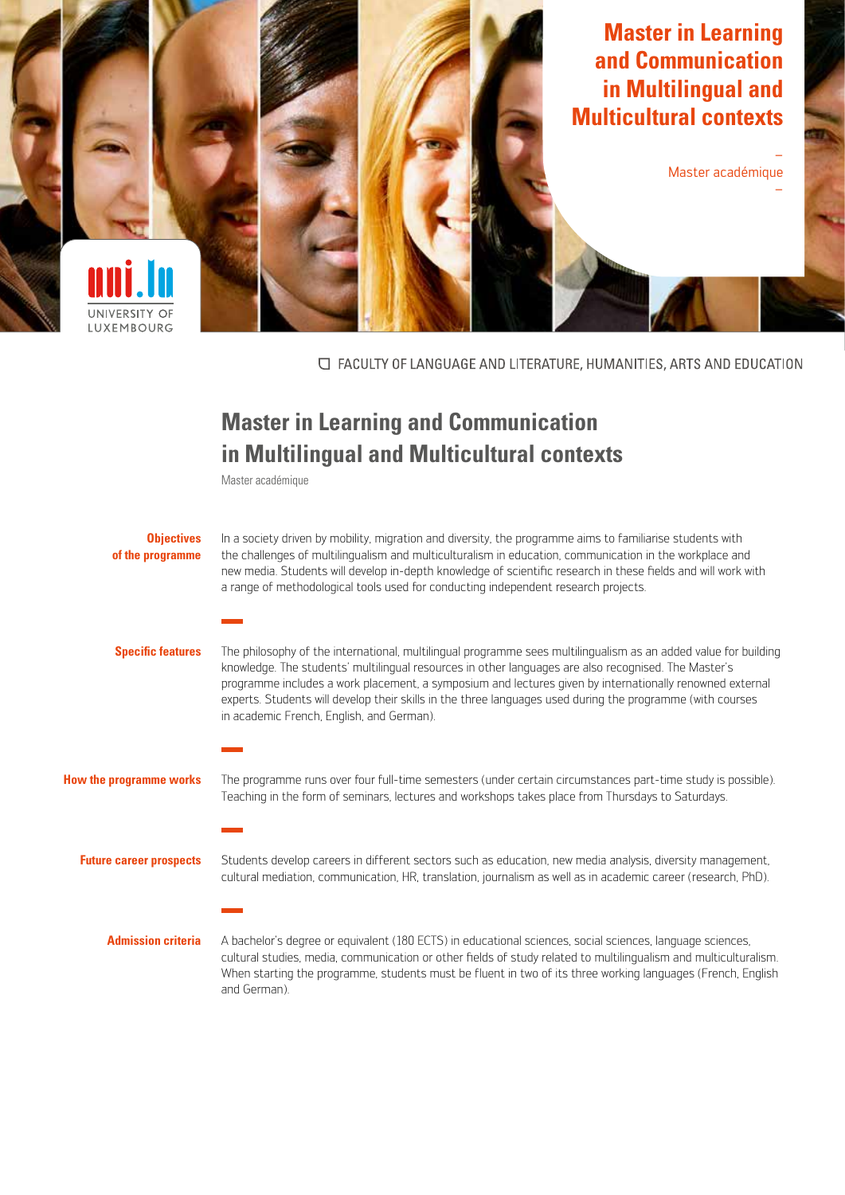# Master in Learning and Communication in Multilingual and Multicultural contexts

Master académique

UNIVERSITY OF LUXEMBOURG

FACULTY OF LANGUAGE AND LITERATURE, HUMANITIES, ARTS AND EDUCATION

## Master in Learning and Communication in Multilingual and Multicultural contexts

Master académique

### Objectives of the programme

In a society driven by mobility, migration and diversity, the programme aims to familiarise students with the challenges of multilingualism and multiculturalism in education, communication in the workplace and new media. Students will develop in-depth knowledge of scientific research in these fields and will work with a range of methodological tools used for conducting independent research projects.

### Specific features

The philosophy of the international, multilingual programme sees multilingualism as an added value for building knowledge. The students' multilingual resources in other languages are also recognised. The Master's programme includes a work placement, a symposium and lectures given by internationally renowned external experts. Students will develop their skills in the three languages used during the programme (with courses in academic French, English, and German).

### How the programme works

The programme runs over four full-time semesters (under certain circumstances part-time study is possible). Teaching in the form of seminars, lectures and workshops takes place from Thursdays to Saturdays.

### Future career prospects

Students develop careers in different sectors such as education, new media analysis, diversity management, cultural mediation, communication, HR, translation, journalism as well as in academic career (research, PhD).

### Admission criteria

A bachelor's degree or equivalent (180 ECTS) in educational sciences, social sciences, language sciences, cultural studies, media, communication or other fields of study related to multilingualism and multiculturalism. When starting the programme, students must be fluent in two of its three working languages (French, English and German).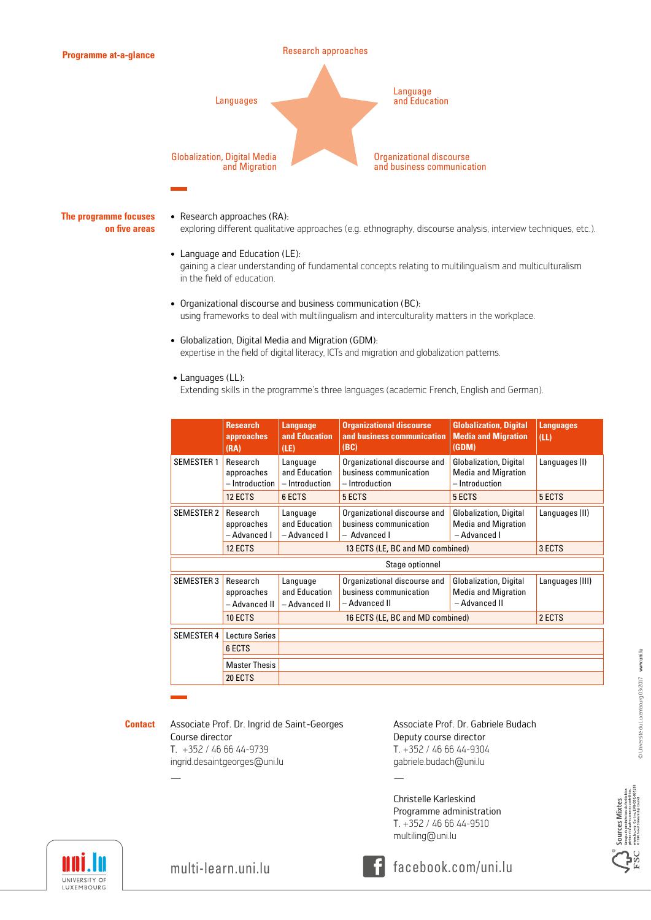## Programme at-a-glance

Research approaches

Languages

Language and Education

Globalization, Digital Media and Migration

Organizational discourse and business communication

## The programme focuses on five areas

- Research approaches (RA):
  exploring different qualitative approaches (e.g. ethnography, discourse analysis, interview techniques, etc.).

- Language and Education (LE):
  gaining a clear understanding of fundamental concepts relating to multilingualism and multiculturalism in the field of education.

- Organizational discourse and business communication (BC):
  using frameworks to deal with multilingualism and interculturality matters in the workplace.

- Globalization, Digital Media and Migration (GDM):
  expertise in the field of digital literacy, ICTs and migration and globalization patterns.

- Languages (LL):
  Extending skills in the programme's three languages (academic French, English and German).

| | Research approaches (RA) | Language and Education (LE) | Organizational discourse and business communication (BC) | Globalization, Digital Media and Migration (GDM) | Languages (LL) |
|---|---|---|---|---|---|
| SEMESTER 1 | Research approaches – Introduction | Language and Education – Introduction | Organizational discourse and business communication – Introduction | Globalization, Digital Media and Migration – Introduction | Languages (I) |
| | 12 ECTS | 6 ECTS | 5 ECTS | 5 ECTS | 5 ECTS |
| SEMESTER 2 | Research approaches – Advanced I | Language and Education – Advanced I | Organizational discourse and business communication – Advanced I | Globalization, Digital Media and Migration – Advanced I | Languages (II) |
| | 12 ECTS | 13 ECTS (LE, BC and MD combined) | | | 3 ECTS |
| Stage optionnel | | | | | |
| SEMESTER 3 | Research approaches – Advanced II | Language and Education – Advanced II | Organizational discourse and business communication – Advanced II | Globalization, Digital Media and Migration – Advanced II | Languages (III) |
| | 10 ECTS | 16 ECTS (LE, BC and MD combined) | | | 2 ECTS |
| SEMESTER 4 | Lecture Series | | | | |
| | 6 ECTS | | | | |
| | Master Thesis | | | | |
| | 20 ECTS | | | | |

## Contact

Associate Prof. Dr. Ingrid de Saint-Georges
Course director
T. +352 / 46 66 44-9739
ingrid.desaintgeorges@uni.lu

Associate Prof. Dr. Gabriele Budach
Deputy course director
T. +352 / 46 66 44-9304
gabriele.budach@uni.lu

Christelle Karleskind
Programme administration
T. +352 / 46 66 44-9510
multiling@uni.lu

multi-learn.uni.lu

facebook.com/uni.lu

© Université du Luxembourg 03/2017 www.uni.lu